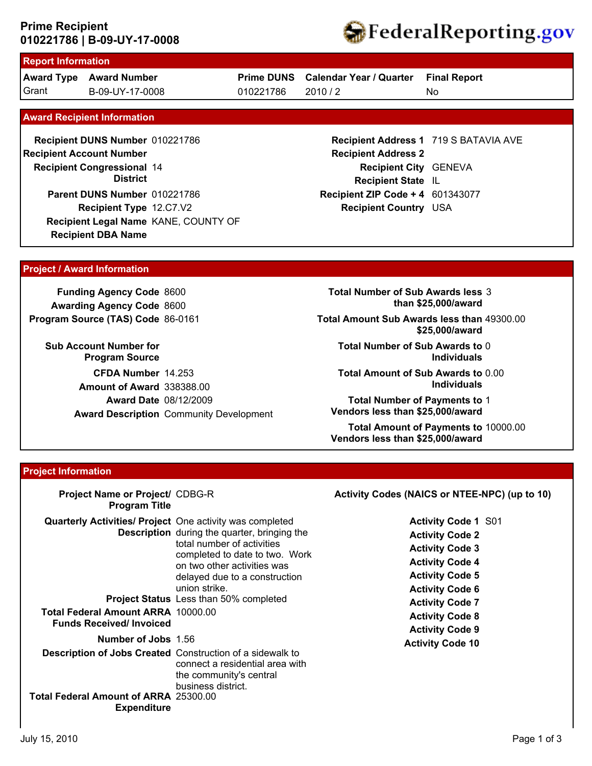**Prime Recipient**
**010221786 | B-09-UY-17-0008**

FederalReporting.gov

## Report Information

| Award Type | Award Number | Prime DUNS | Calendar Year / Quarter | Final Report |
|---|---|---|---|---|
| Grant | B-09-UY-17-0008 | 010221786 | 2010 / 2 | No |

## Award Recipient Information

**Recipient DUNS Number** 010221786
**Recipient Account Number**
**Recipient Congressional District** 14
**Parent DUNS Number** 010221786
**Recipient Type** 12.C7.V2
**Recipient Legal Name** KANE, COUNTY OF
**Recipient DBA Name**

**Recipient Address 1** 719 S BATAVIA AVE
**Recipient Address 2**
**Recipient City** GENEVA
**Recipient State** IL
**Recipient ZIP Code + 4** 601343077
**Recipient Country** USA

## Project / Award Information

**Funding Agency Code** 8600
**Awarding Agency Code** 8600
**Program Source (TAS) Code** 86-0161
**Sub Account Number for Program Source**
**CFDA Number** 14.253
**Amount of Award** 338388.00
**Award Date** 08/12/2009
**Award Description** Community Development

**Total Number of Sub Awards less than $25,000/award** 3
**Total Amount Sub Awards less than $25,000/award** 49300.00
**Total Number of Sub Awards to Individuals** 0
**Total Amount of Sub Awards to Individuals** 0.00
**Total Number of Payments to Vendors less than $25,000/award** 1
**Total Amount of Payments to Vendors less than $25,000/award** 10000.00

## Project Information

**Project Name or Project/ Program Title** CDBG-R
**Quarterly Activities/ Project Description** One activity was completed during the quarter, bringing the total number of activities completed to date to two. Work on two other activities was delayed due to a construction union strike.
**Project Status** Less than 50% completed
**Total Federal Amount ARRA Funds Received/ Invoiced** 10000.00
**Number of Jobs** 1.56
**Description of Jobs Created** Construction of a sidewalk to connect a residential area with the community's central business district.
**Total Federal Amount of ARRA Expenditure** 25300.00

**Activity Codes (NAICS or NTEE-NPC) (up to 10)**

**Activity Code 1** S01
**Activity Code 2**
**Activity Code 3**
**Activity Code 4**
**Activity Code 5**
**Activity Code 6**
**Activity Code 7**
**Activity Code 8**
**Activity Code 9**
**Activity Code 10**

July 15, 2010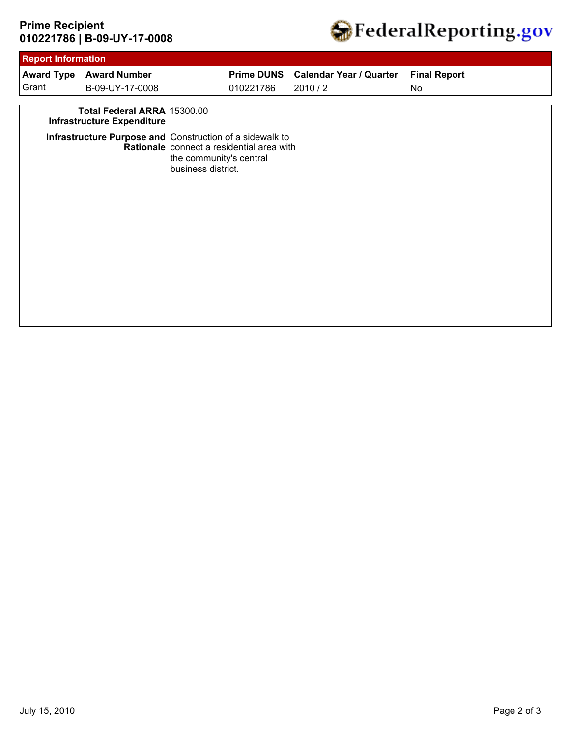**Prime Recipient**
**010221786 | B-09-UY-17-0008**

FederalReporting.gov

## Report Information

| Award Type | Award Number | Prime DUNS | Calendar Year / Quarter | Final Report |
|---|---|---|---|---|
| Grant | B-09-UY-17-0008 | 010221786 | 2010 / 2 | No |

**Total Federal ARRA Infrastructure Expenditure** 15300.00

**Infrastructure Purpose and Rationale** Construction of a sidewalk to connect a residential area with the community's central business district.

July 15, 2010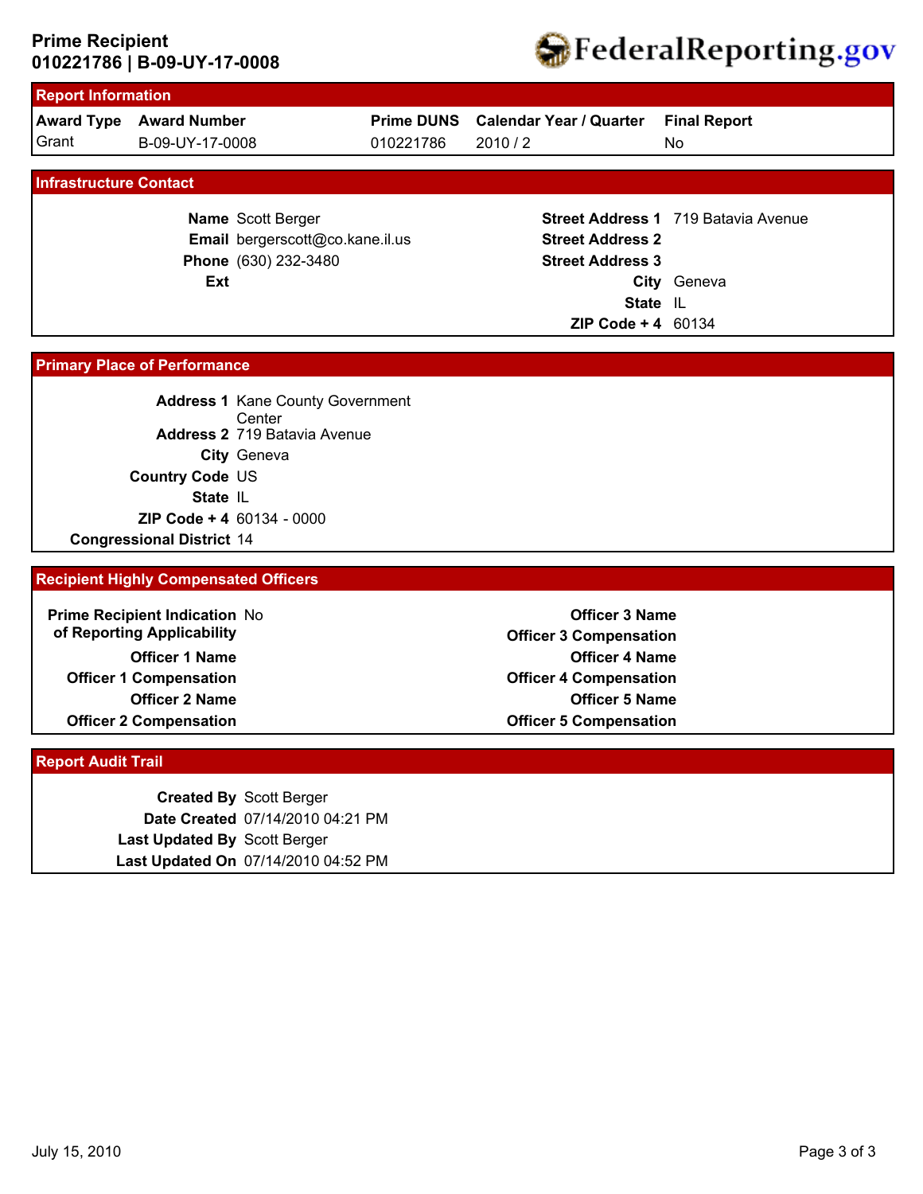**Prime Recipient**
**010221786 | B-09-UY-17-0008**

FederalReporting.gov

## Report Information

| Award Type | Award Number | Prime DUNS | Calendar Year / Quarter | Final Report |
|---|---|---|---|---|
| Grant | B-09-UY-17-0008 | 010221786 | 2010 / 2 | No |

## Infrastructure Contact

**Name** Scott Berger
**Email** bergerscott@co.kane.il.us
**Phone** (630) 232-3480
**Ext**

**Street Address 1** 719 Batavia Avenue
**Street Address 2**
**Street Address 3**
**City** Geneva
**State** IL
**ZIP Code + 4** 60134

## Primary Place of Performance

**Address 1** Kane County Government Center
**Address 2** 719 Batavia Avenue
**City** Geneva
**Country Code** US
**State** IL
**ZIP Code + 4** 60134 - 0000
**Congressional District** 14

## Recipient Highly Compensated Officers

**Prime Recipient Indication of Reporting Applicability** No
**Officer 1 Name**
**Officer 1 Compensation**
**Officer 2 Name**
**Officer 2 Compensation**
**Officer 3 Name**
**Officer 3 Compensation**
**Officer 4 Name**
**Officer 4 Compensation**
**Officer 5 Name**
**Officer 5 Compensation**

## Report Audit Trail

**Created By** Scott Berger
**Date Created** 07/14/2010 04:21 PM
**Last Updated By** Scott Berger
**Last Updated On** 07/14/2010 04:52 PM

July 15, 2010